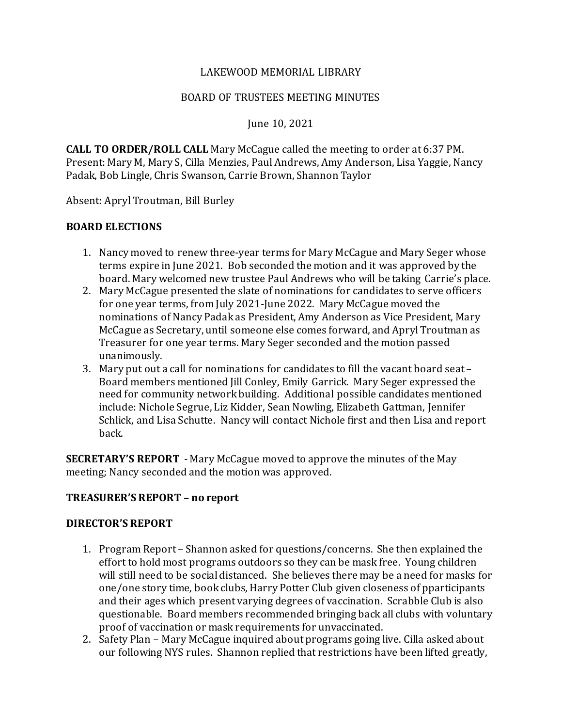LAKEWOOD MEMORIAL LIBRARY

BOARD OF TRUSTEES MEETING MINUTES

June 10, 2021

**CALL TO ORDER/ROLL CALL** Mary McCague called the meeting to order at 6:37 PM. Present: Mary M, Mary S, Cilla Menzies, Paul Andrews, Amy Anderson, Lisa Yaggie, Nancy Padak, Bob Lingle, Chris Swanson, Carrie Brown, Shannon Taylor

Absent: Apryl Troutman, Bill Burley

**BOARD ELECTIONS**

1. Nancy moved to renew three-year terms for Mary McCague and Mary Seger whose terms expire in June 2021. Bob seconded the motion and it was approved by the board. Mary welcomed new trustee Paul Andrews who will be taking Carrie's place.
2. Mary McCague presented the slate of nominations for candidates to serve officers for one year terms, from July 2021-June 2022. Mary McCague moved the nominations of Nancy Padak as President, Amy Anderson as Vice President, Mary McCague as Secretary, until someone else comes forward, and Apryl Troutman as Treasurer for one year terms. Mary Seger seconded and the motion passed unanimously.
3. Mary put out a call for nominations for candidates to fill the vacant board seat – Board members mentioned Jill Conley, Emily Garrick. Mary Seger expressed the need for community network building. Additional possible candidates mentioned include: Nichole Segrue, Liz Kidder, Sean Nowling, Elizabeth Gattman, Jennifer Schlick, and Lisa Schutte. Nancy will contact Nichole first and then Lisa and report back.

**SECRETARY'S REPORT** - Mary McCague moved to approve the minutes of the May meeting; Nancy seconded and the motion was approved.

**TREASURER'S REPORT – no report**

**DIRECTOR'S REPORT**

1. Program Report – Shannon asked for questions/concerns. She then explained the effort to hold most programs outdoors so they can be mask free. Young children will still need to be social distanced. She believes there may be a need for masks for one/one story time, book clubs, Harry Potter Club given closeness of pparticipants and their ages which present varying degrees of vaccination. Scrabble Club is also questionable. Board members recommended bringing back all clubs with voluntary proof of vaccination or mask requirements for unvaccinated.
2. Safety Plan – Mary McCague inquired about programs going live. Cilla asked about our following NYS rules. Shannon replied that restrictions have been lifted greatly,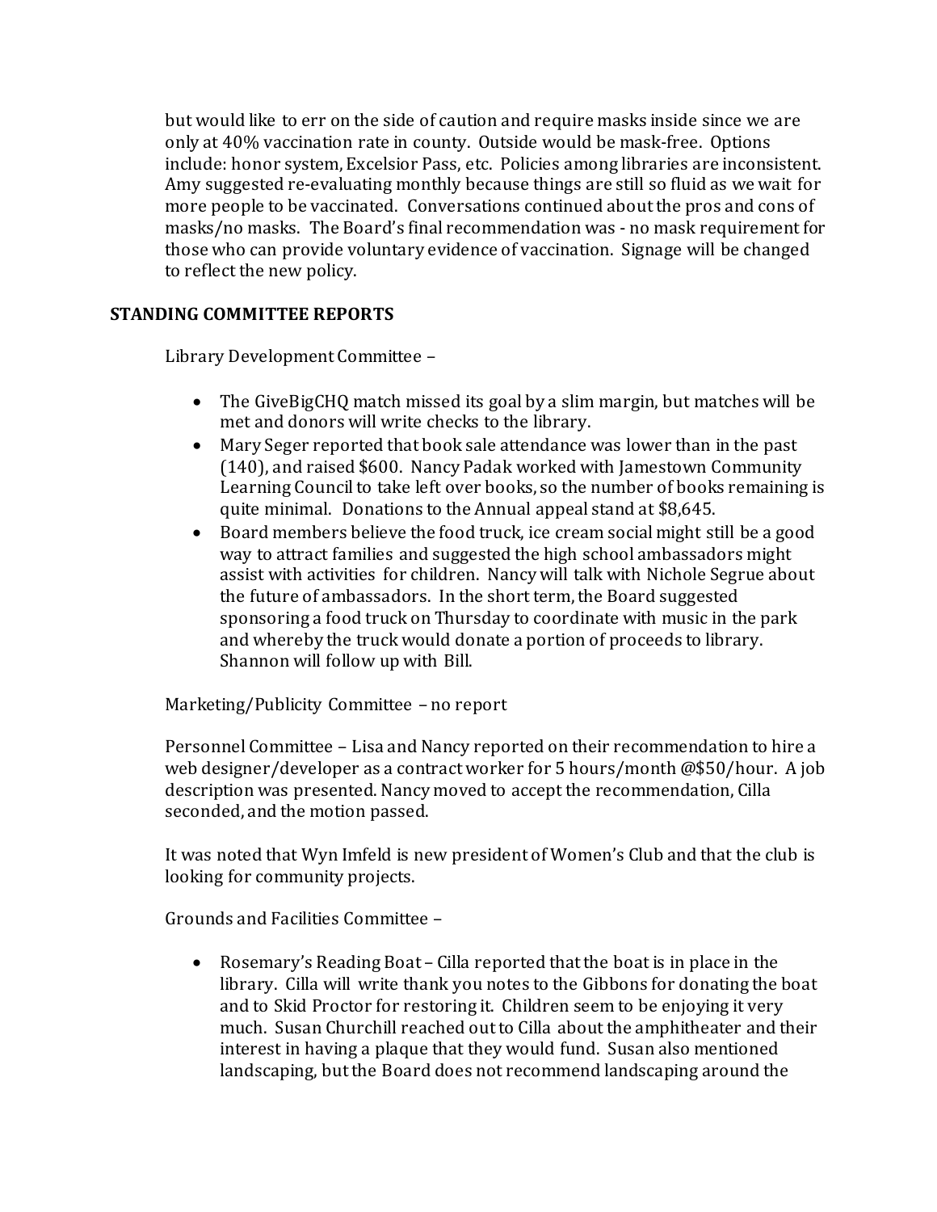but would like to err on the side of caution and require masks inside since we are only at 40% vaccination rate in county. Outside would be mask-free. Options include: honor system, Excelsior Pass, etc. Policies among libraries are inconsistent. Amy suggested re-evaluating monthly because things are still so fluid as we wait for more people to be vaccinated. Conversations continued about the pros and cons of masks/no masks. The Board's final recommendation was - no mask requirement for those who can provide voluntary evidence of vaccination. Signage will be changed to reflect the new policy.

**STANDING COMMITTEE REPORTS**

Library Development Committee –

- The GiveBigCHQ match missed its goal by a slim margin, but matches will be met and donors will write checks to the library.
- Mary Seger reported that book sale attendance was lower than in the past (140), and raised $600. Nancy Padak worked with Jamestown Community Learning Council to take left over books, so the number of books remaining is quite minimal. Donations to the Annual appeal stand at $8,645.
- Board members believe the food truck, ice cream social might still be a good way to attract families and suggested the high school ambassadors might assist with activities for children. Nancy will talk with Nichole Segrue about the future of ambassadors. In the short term, the Board suggested sponsoring a food truck on Thursday to coordinate with music in the park and whereby the truck would donate a portion of proceeds to library. Shannon will follow up with Bill.

Marketing/Publicity Committee – no report

Personnel Committee – Lisa and Nancy reported on their recommendation to hire a web designer/developer as a contract worker for 5 hours/month @$50/hour. A job description was presented. Nancy moved to accept the recommendation, Cilla seconded, and the motion passed.

It was noted that Wyn Imfeld is new president of Women's Club and that the club is looking for community projects.

Grounds and Facilities Committee –

- Rosemary's Reading Boat – Cilla reported that the boat is in place in the library. Cilla will write thank you notes to the Gibbons for donating the boat and to Skid Proctor for restoring it. Children seem to be enjoying it very much. Susan Churchill reached out to Cilla about the amphitheater and their interest in having a plaque that they would fund. Susan also mentioned landscaping, but the Board does not recommend landscaping around the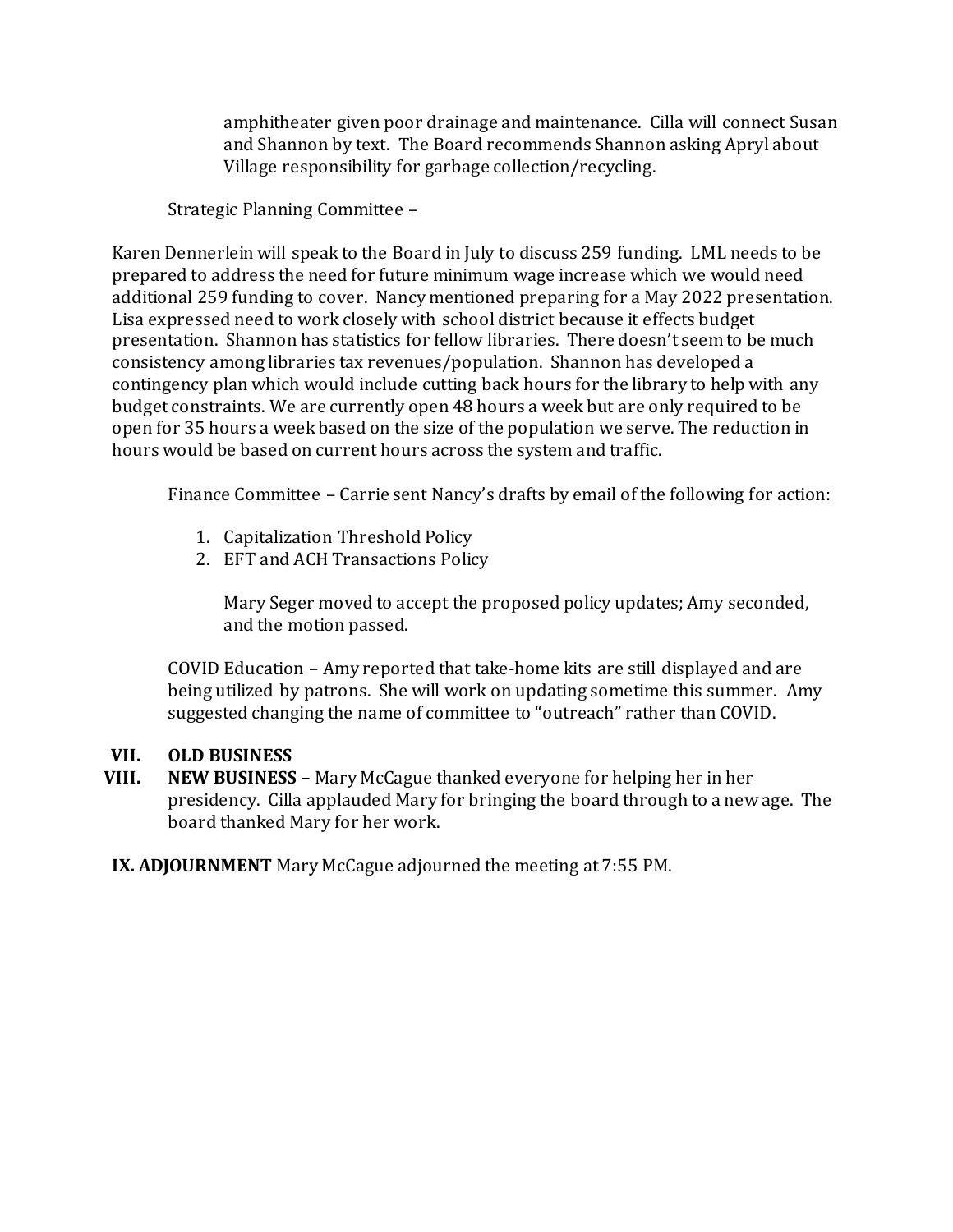amphitheater given poor drainage and maintenance. Cilla will connect Susan and Shannon by text. The Board recommends Shannon asking Apryl about Village responsibility for garbage collection/recycling.

Strategic Planning Committee –

Karen Dennerlein will speak to the Board in July to discuss 259 funding. LML needs to be prepared to address the need for future minimum wage increase which we would need additional 259 funding to cover. Nancy mentioned preparing for a May 2022 presentation. Lisa expressed need to work closely with school district because it effects budget presentation. Shannon has statistics for fellow libraries. There doesn't seem to be much consistency among libraries tax revenues/population. Shannon has developed a contingency plan which would include cutting back hours for the library to help with any budget constraints. We are currently open 48 hours a week but are only required to be open for 35 hours a week based on the size of the population we serve. The reduction in hours would be based on current hours across the system and traffic.

Finance Committee – Carrie sent Nancy's drafts by email of the following for action:

1. Capitalization Threshold Policy
2. EFT and ACH Transactions Policy

Mary Seger moved to accept the proposed policy updates; Amy seconded, and the motion passed.

COVID Education – Amy reported that take-home kits are still displayed and are being utilized by patrons. She will work on updating sometime this summer. Amy suggested changing the name of committee to "outreach" rather than COVID.

**VII. OLD BUSINESS**

**VIII. NEW BUSINESS –** Mary McCague thanked everyone for helping her in her presidency. Cilla applauded Mary for bringing the board through to a new age. The board thanked Mary for her work.

**IX. ADJOURNMENT** Mary McCague adjourned the meeting at 7:55 PM.